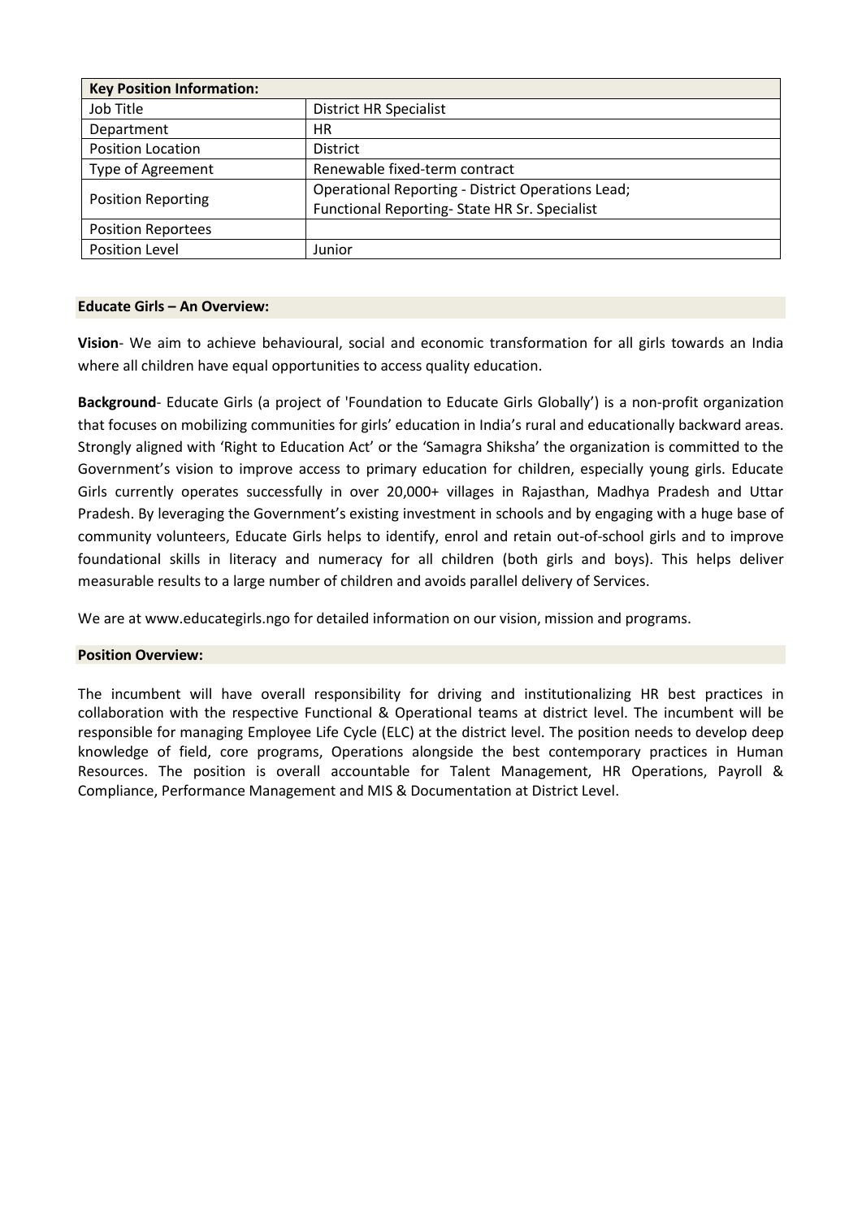| Key Position Information: | |
|---|---|
| Job Title | District HR Specialist |
| Department | HR |
| Position Location | District |
| Type of Agreement | Renewable fixed-term contract |
| Position Reporting | Operational Reporting - District Operations Lead;<br>Functional Reporting- State HR Sr. Specialist |
| Position Reportees | |
| Position Level | Junior |

## Educate Girls – An Overview:

**Vision**- We aim to achieve behavioural, social and economic transformation for all girls towards an India where all children have equal opportunities to access quality education.

**Background**- Educate Girls (a project of 'Foundation to Educate Girls Globally') is a non-profit organization that focuses on mobilizing communities for girls' education in India's rural and educationally backward areas. Strongly aligned with 'Right to Education Act' or the 'Samagra Shiksha' the organization is committed to the Government's vision to improve access to primary education for children, especially young girls. Educate Girls currently operates successfully in over 20,000+ villages in Rajasthan, Madhya Pradesh and Uttar Pradesh. By leveraging the Government's existing investment in schools and by engaging with a huge base of community volunteers, Educate Girls helps to identify, enrol and retain out-of-school girls and to improve foundational skills in literacy and numeracy for all children (both girls and boys). This helps deliver measurable results to a large number of children and avoids parallel delivery of Services.

We are at www.educategirls.ngo for detailed information on our vision, mission and programs.

## Position Overview:

The incumbent will have overall responsibility for driving and institutionalizing HR best practices in collaboration with the respective Functional & Operational teams at district level. The incumbent will be responsible for managing Employee Life Cycle (ELC) at the district level. The position needs to develop deep knowledge of field, core programs, Operations alongside the best contemporary practices in Human Resources. The position is overall accountable for Talent Management, HR Operations, Payroll & Compliance, Performance Management and MIS & Documentation at District Level.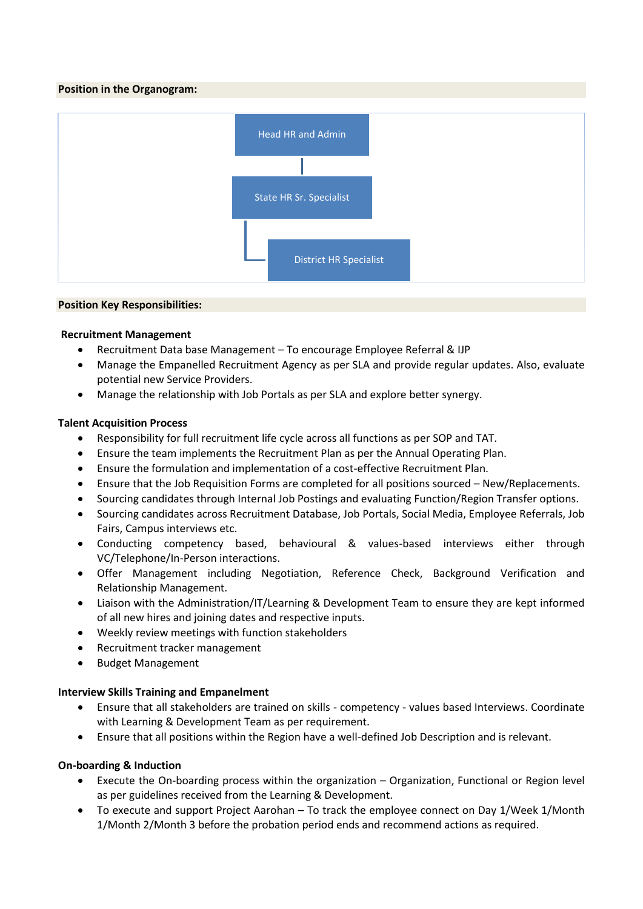**Position in the Organogram:**

Head HR and Admin

State HR Sr. Specialist

District HR Specialist

**Position Key Responsibilities:**

**Recruitment Management**

- Recruitment Data base Management – To encourage Employee Referral & IJP
- Manage the Empanelled Recruitment Agency as per SLA and provide regular updates. Also, evaluate potential new Service Providers.
- Manage the relationship with Job Portals as per SLA and explore better synergy.

**Talent Acquisition Process**

- Responsibility for full recruitment life cycle across all functions as per SOP and TAT.
- Ensure the team implements the Recruitment Plan as per the Annual Operating Plan.
- Ensure the formulation and implementation of a cost-effective Recruitment Plan.
- Ensure that the Job Requisition Forms are completed for all positions sourced – New/Replacements.
- Sourcing candidates through Internal Job Postings and evaluating Function/Region Transfer options.
- Sourcing candidates across Recruitment Database, Job Portals, Social Media, Employee Referrals, Job Fairs, Campus interviews etc.
- Conducting competency based, behavioural & values-based interviews either through VC/Telephone/In-Person interactions.
- Offer Management including Negotiation, Reference Check, Background Verification and Relationship Management.
- Liaison with the Administration/IT/Learning & Development Team to ensure they are kept informed of all new hires and joining dates and respective inputs.
- Weekly review meetings with function stakeholders
- Recruitment tracker management
- Budget Management

**Interview Skills Training and Empanelment**

- Ensure that all stakeholders are trained on skills - competency - values based Interviews. Coordinate with Learning & Development Team as per requirement.
- Ensure that all positions within the Region have a well-defined Job Description and is relevant.

**On-boarding & Induction**

- Execute the On-boarding process within the organization – Organization, Functional or Region level as per guidelines received from the Learning & Development.
- To execute and support Project Aarohan – To track the employee connect on Day 1/Week 1/Month 1/Month 2/Month 3 before the probation period ends and recommend actions as required.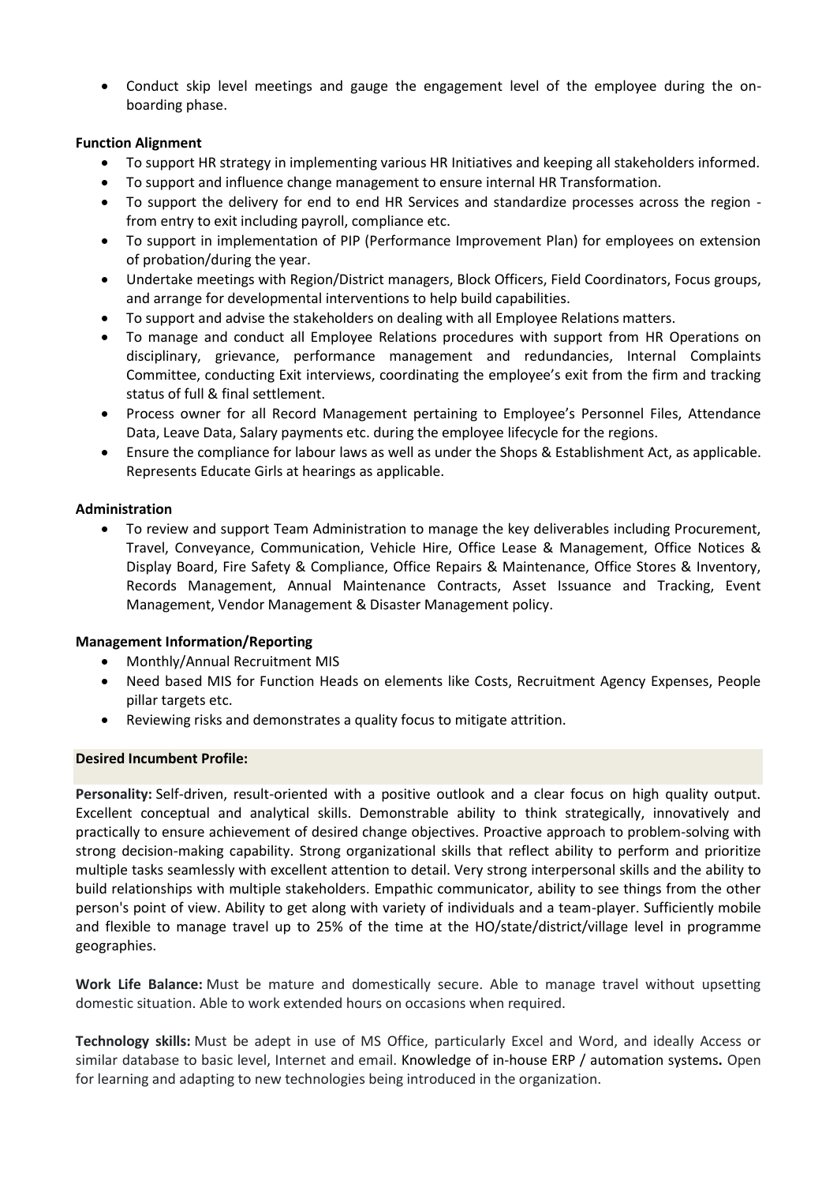- Conduct skip level meetings and gauge the engagement level of the employee during the on-boarding phase.

**Function Alignment**

- To support HR strategy in implementing various HR Initiatives and keeping all stakeholders informed.
- To support and influence change management to ensure internal HR Transformation.
- To support the delivery for end to end HR Services and standardize processes across the region - from entry to exit including payroll, compliance etc.
- To support in implementation of PIP (Performance Improvement Plan) for employees on extension of probation/during the year.
- Undertake meetings with Region/District managers, Block Officers, Field Coordinators, Focus groups, and arrange for developmental interventions to help build capabilities.
- To support and advise the stakeholders on dealing with all Employee Relations matters.
- To manage and conduct all Employee Relations procedures with support from HR Operations on disciplinary, grievance, performance management and redundancies, Internal Complaints Committee, conducting Exit interviews, coordinating the employee's exit from the firm and tracking status of full & final settlement.
- Process owner for all Record Management pertaining to Employee's Personnel Files, Attendance Data, Leave Data, Salary payments etc. during the employee lifecycle for the regions.
- Ensure the compliance for labour laws as well as under the Shops & Establishment Act, as applicable. Represents Educate Girls at hearings as applicable.

**Administration**

- To review and support Team Administration to manage the key deliverables including Procurement, Travel, Conveyance, Communication, Vehicle Hire, Office Lease & Management, Office Notices & Display Board, Fire Safety & Compliance, Office Repairs & Maintenance, Office Stores & Inventory, Records Management, Annual Maintenance Contracts, Asset Issuance and Tracking, Event Management, Vendor Management & Disaster Management policy.

**Management Information/Reporting**

- Monthly/Annual Recruitment MIS
- Need based MIS for Function Heads on elements like Costs, Recruitment Agency Expenses, People pillar targets etc.
- Reviewing risks and demonstrates a quality focus to mitigate attrition.

**Desired Incumbent Profile:**

**Personality:** Self-driven, result-oriented with a positive outlook and a clear focus on high quality output. Excellent conceptual and analytical skills. Demonstrable ability to think strategically, innovatively and practically to ensure achievement of desired change objectives. Proactive approach to problem-solving with strong decision-making capability. Strong organizational skills that reflect ability to perform and prioritize multiple tasks seamlessly with excellent attention to detail. Very strong interpersonal skills and the ability to build relationships with multiple stakeholders. Empathic communicator, ability to see things from the other person's point of view. Ability to get along with variety of individuals and a team-player. Sufficiently mobile and flexible to manage travel up to 25% of the time at the HO/state/district/village level in programme geographies.

**Work Life Balance:** Must be mature and domestically secure. Able to manage travel without upsetting domestic situation. Able to work extended hours on occasions when required.

**Technology skills:** Must be adept in use of MS Office, particularly Excel and Word, and ideally Access or similar database to basic level, Internet and email. Knowledge of in-house ERP / automation systems**.** Open for learning and adapting to new technologies being introduced in the organization.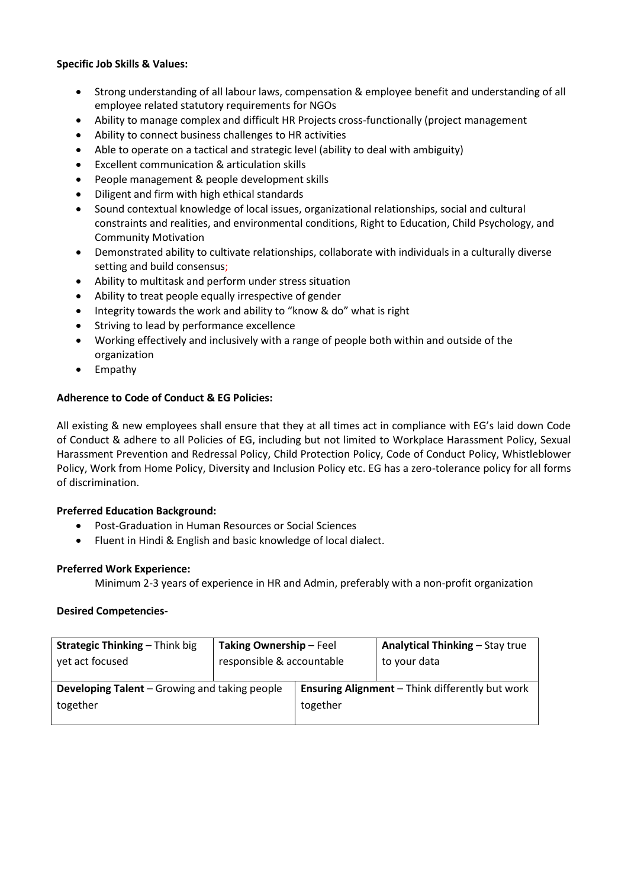**Specific Job Skills & Values:**

- Strong understanding of all labour laws, compensation & employee benefit and understanding of all employee related statutory requirements for NGOs
- Ability to manage complex and difficult HR Projects cross-functionally (project management
- Ability to connect business challenges to HR activities
- Able to operate on a tactical and strategic level (ability to deal with ambiguity)
- Excellent communication & articulation skills
- People management & people development skills
- Diligent and firm with high ethical standards
- Sound contextual knowledge of local issues, organizational relationships, social and cultural constraints and realities, and environmental conditions, Right to Education, Child Psychology, and Community Motivation
- Demonstrated ability to cultivate relationships, collaborate with individuals in a culturally diverse setting and build consensus;
- Ability to multitask and perform under stress situation
- Ability to treat people equally irrespective of gender
- Integrity towards the work and ability to "know & do" what is right
- Striving to lead by performance excellence
- Working effectively and inclusively with a range of people both within and outside of the organization
- Empathy

**Adherence to Code of Conduct & EG Policies:**

All existing & new employees shall ensure that they at all times act in compliance with EG's laid down Code of Conduct & adhere to all Policies of EG, including but not limited to Workplace Harassment Policy, Sexual Harassment Prevention and Redressal Policy, Child Protection Policy, Code of Conduct Policy, Whistleblower Policy, Work from Home Policy, Diversity and Inclusion Policy etc. EG has a zero-tolerance policy for all forms of discrimination.

**Preferred Education Background:**

- Post-Graduation in Human Resources or Social Sciences
- Fluent in Hindi & English and basic knowledge of local dialect.

**Preferred Work Experience:**

Minimum 2-3 years of experience in HR and Admin, preferably with a non-profit organization

**Desired Competencies-**

| | | |
|---|---|---|
| **Strategic Thinking** – Think big yet act focused | **Taking Ownership** – Feel responsible & accountable | **Analytical Thinking** – Stay true to your data |
| **Developing Talent** – Growing and taking people together | | **Ensuring Alignment** – Think differently but work together |